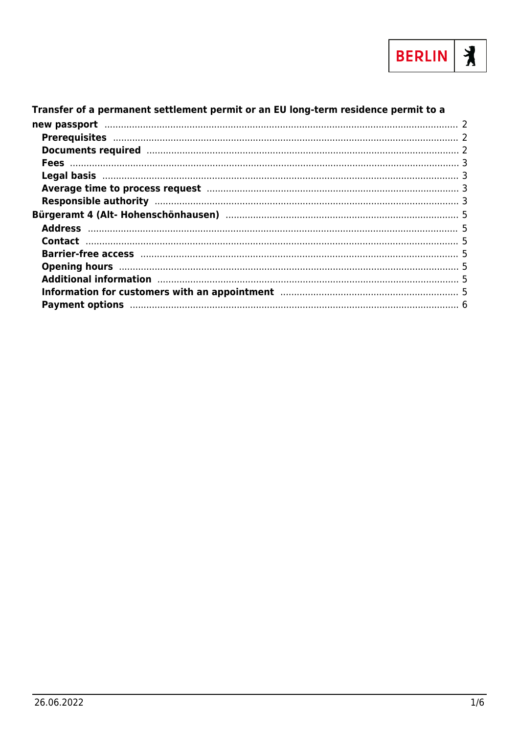Transfer of a permanent settlement permit or an EU long-term residence permit to a new passport ..... 2

- Prerequisites ..... 2
- Documents required ..... 2
- Fees ..... 3
- Legal basis ..... 3
- Average time to process request ..... 3
- Responsible authority ..... 3

Bürgeramt 4 (Alt- Hohenschönhausen) ..... 5

- Address ..... 5
- Contact ..... 5
- Barrier-free access ..... 5
- Opening hours ..... 5
- Additional information ..... 5
- Information for customers with an appointment ..... 5
- Payment options ..... 6

26.06.2022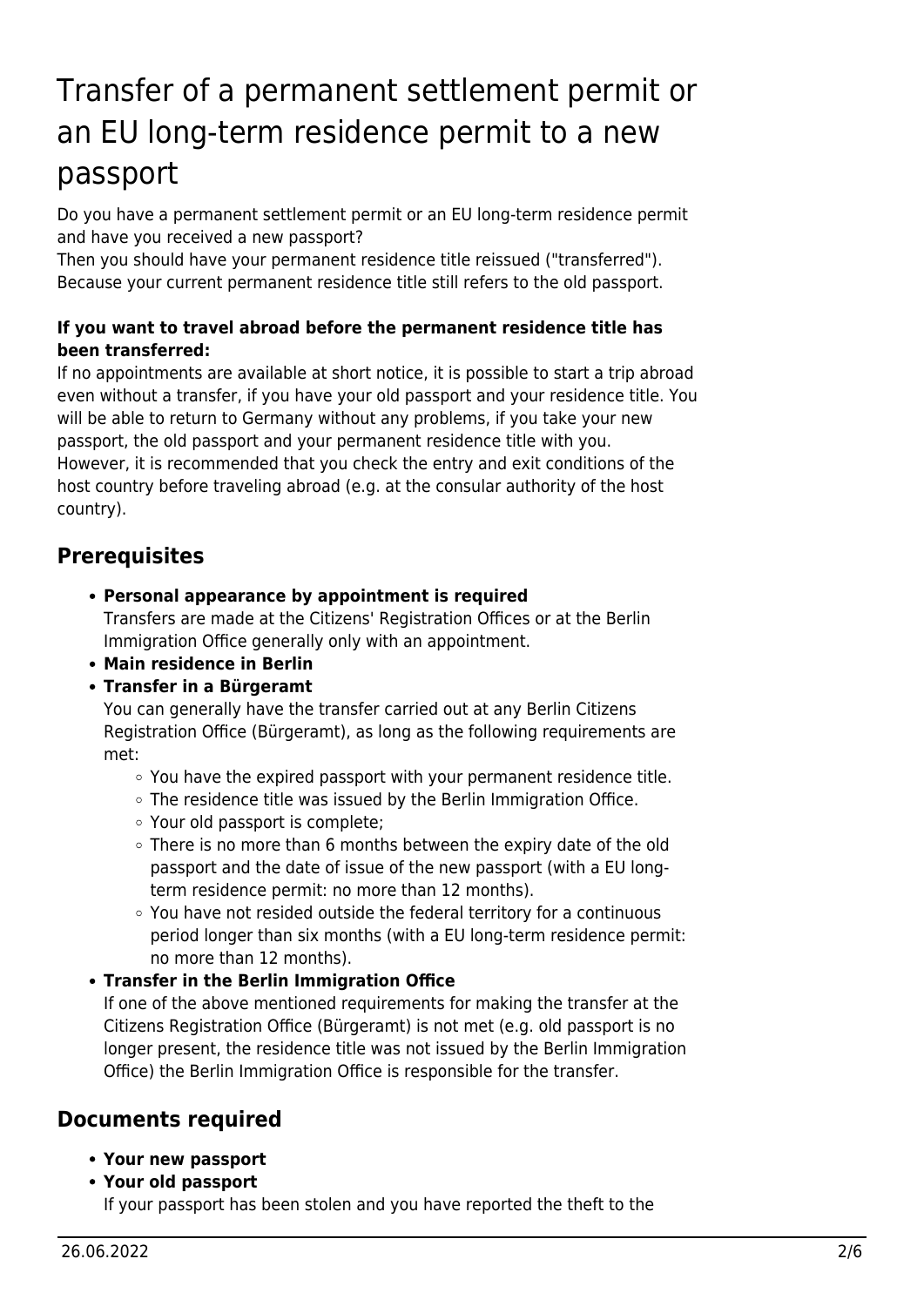# Transfer of a permanent settlement permit or an EU long-term residence permit to a new passport

Do you have a permanent settlement permit or an EU long-term residence permit and have you received a new passport?
Then you should have your permanent residence title reissued ("transferred"). Because your current permanent residence title still refers to the old passport.

**If you want to travel abroad before the permanent residence title has been transferred:**
If no appointments are available at short notice, it is possible to start a trip abroad even without a transfer, if you have your old passport and your residence title. You will be able to return to Germany without any problems, if you take your new passport, the old passport and your permanent residence title with you.
However, it is recommended that you check the entry and exit conditions of the host country before traveling abroad (e.g. at the consular authority of the host country).

## Prerequisites

- **Personal appearance by appointment is required**
  Transfers are made at the Citizens' Registration Offices or at the Berlin Immigration Office generally only with an appointment.
- **Main residence in Berlin**
- **Transfer in a Bürgeramt**
  You can generally have the transfer carried out at any Berlin Citizens Registration Office (Bürgeramt), as long as the following requirements are met:
  - You have the expired passport with your permanent residence title.
  - The residence title was issued by the Berlin Immigration Office.
  - Your old passport is complete;
  - There is no more than 6 months between the expiry date of the old passport and the date of issue of the new passport (with a EU long-term residence permit: no more than 12 months).
  - You have not resided outside the federal territory for a continuous period longer than six months (with a EU long-term residence permit: no more than 12 months).
- **Transfer in the Berlin Immigration Office**
  If one of the above mentioned requirements for making the transfer at the Citizens Registration Office (Bürgeramt) is not met (e.g. old passport is no longer present, the residence title was not issued by the Berlin Immigration Office) the Berlin Immigration Office is responsible for the transfer.

## Documents required

- **Your new passport**
- **Your old passport**
  If your passport has been stolen and you have reported the theft to the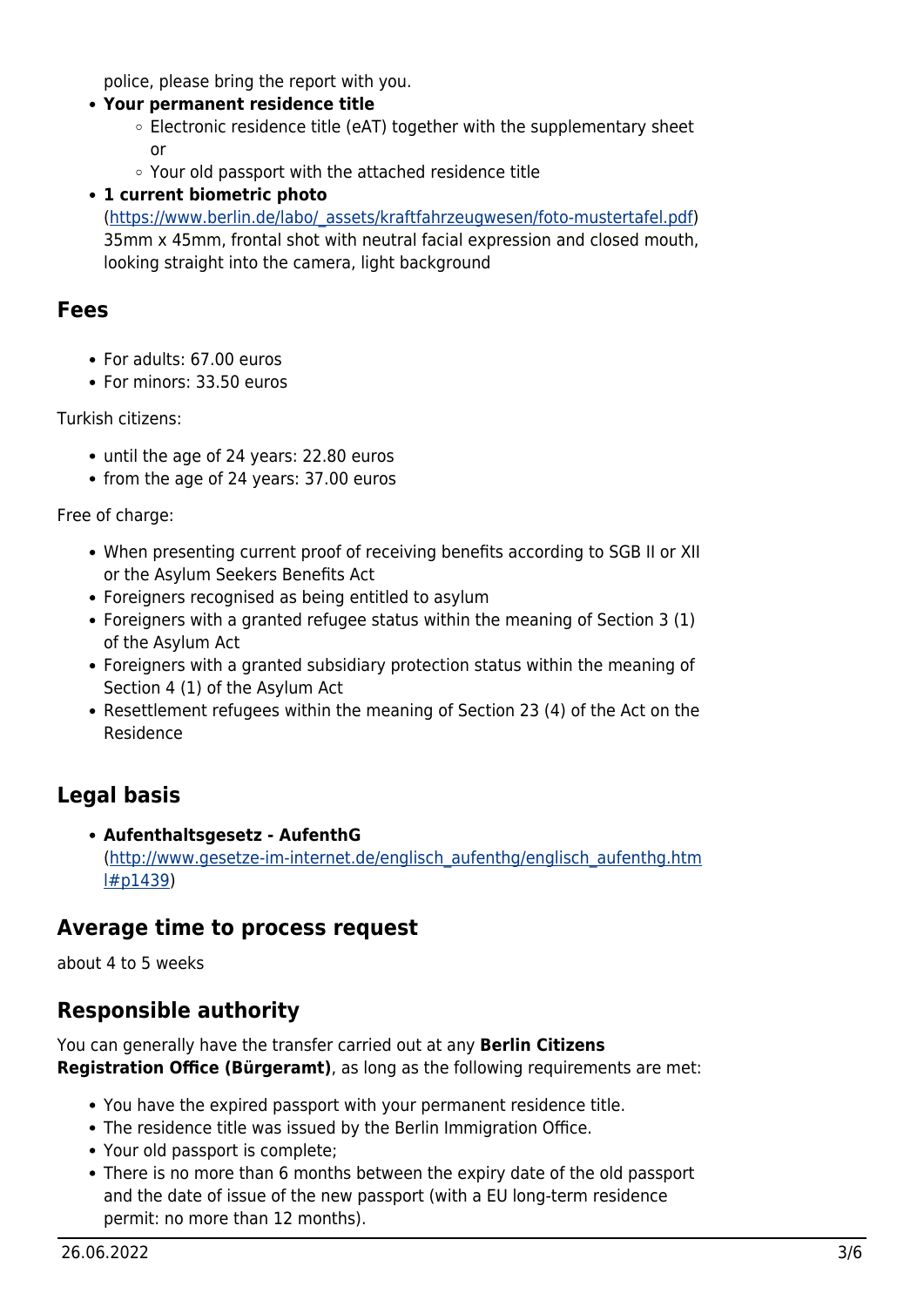police, please bring the report with you.

- **Your permanent residence title**
  - Electronic residence title (eAT) together with the supplementary sheet or
  - Your old passport with the attached residence title
- **1 current biometric photo** ([https://www.berlin.de/labo/_assets/kraftfahrzeugwesen/foto-mustertafel.pdf](https://www.berlin.de/labo/_assets/kraftfahrzeugwesen/foto-mustertafel.pdf)) 35mm x 45mm, frontal shot with neutral facial expression and closed mouth, looking straight into the camera, light background

## Fees

- For adults: 67.00 euros
- For minors: 33.50 euros

Turkish citizens:

- until the age of 24 years: 22.80 euros
- from the age of 24 years: 37.00 euros

Free of charge:

- When presenting current proof of receiving benefits according to SGB II or XII or the Asylum Seekers Benefits Act
- Foreigners recognised as being entitled to asylum
- Foreigners with a granted refugee status within the meaning of Section 3 (1) of the Asylum Act
- Foreigners with a granted subsidiary protection status within the meaning of Section 4 (1) of the Asylum Act
- Resettlement refugees within the meaning of Section 23 (4) of the Act on the Residence

## Legal basis

- **Aufenthaltsgesetz - AufenthG** ([http://www.gesetze-im-internet.de/englisch_aufenthg/englisch_aufenthg.html#p1439](http://www.gesetze-im-internet.de/englisch_aufenthg/englisch_aufenthg.html#p1439))

## Average time to process request

about 4 to 5 weeks

## Responsible authority

You can generally have the transfer carried out at any **Berlin Citizens Registration Office (Bürgeramt)**, as long as the following requirements are met:

- You have the expired passport with your permanent residence title.
- The residence title was issued by the Berlin Immigration Office.
- Your old passport is complete;
- There is no more than 6 months between the expiry date of the old passport and the date of issue of the new passport (with a EU long-term residence permit: no more than 12 months).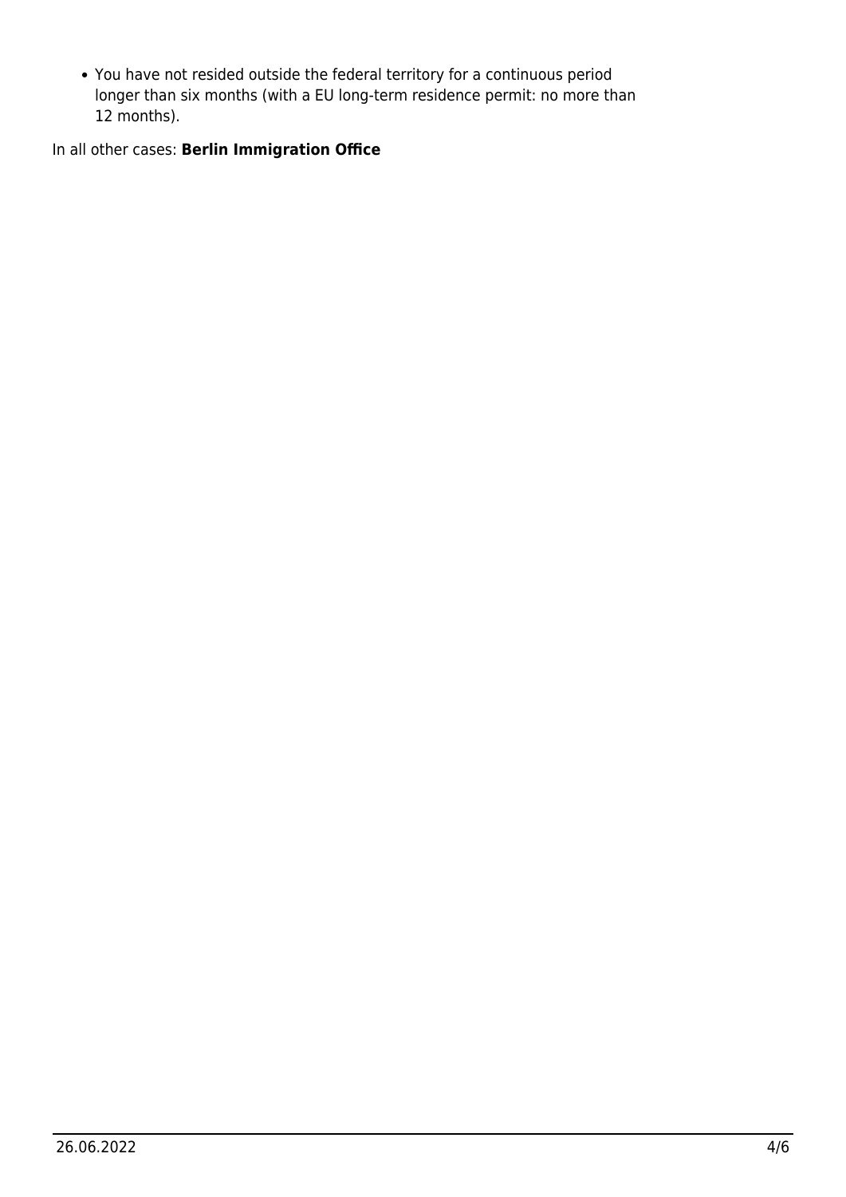- You have not resided outside the federal territory for a continuous period longer than six months (with a EU long-term residence permit: no more than 12 months).

In all other cases: **Berlin Immigration Office**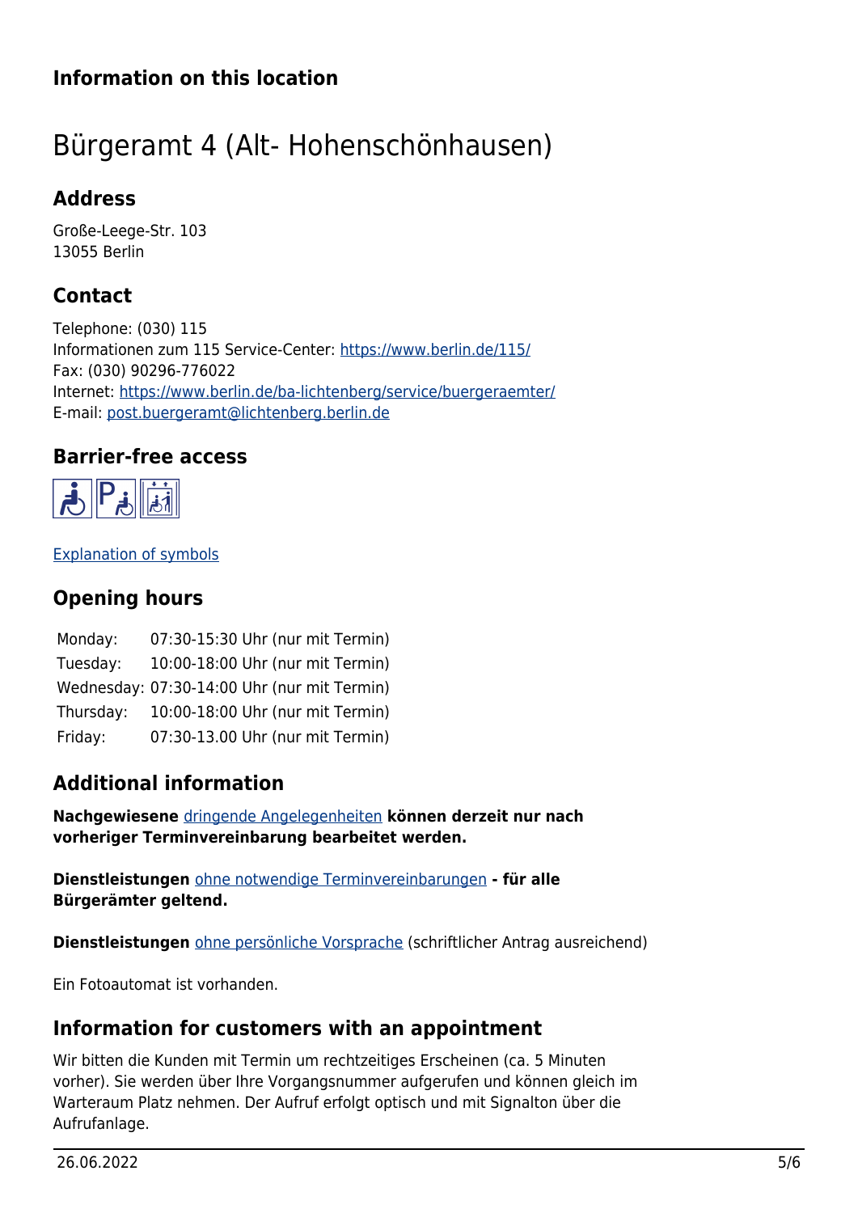## Information on this location

# Bürgeramt 4 (Alt- Hohenschönhausen)

### Address

Große-Leege-Str. 103
13055 Berlin

### Contact

Telephone: (030) 115
Informationen zum 115 Service-Center: https://www.berlin.de/115/
Fax: (030) 90296-776022
Internet: https://www.berlin.de/ba-lichtenberg/service/buergeraemter/
E-mail: post.buergeramt@lichtenberg.berlin.de

### Barrier-free access

Explanation of symbols

### Opening hours

| | |
|---|---|
| Monday: | 07:30-15:30 Uhr (nur mit Termin) |
| Tuesday: | 10:00-18:00 Uhr (nur mit Termin) |
| Wednesday: | 07:30-14:00 Uhr (nur mit Termin) |
| Thursday: | 10:00-18:00 Uhr (nur mit Termin) |
| Friday: | 07:30-13.00 Uhr (nur mit Termin) |

### Additional information

**Nachgewiesene** dringende Angelegenheiten **können derzeit nur nach vorheriger Terminvereinbarung bearbeitet werden.**

**Dienstleistungen** ohne notwendige Terminvereinbarungen **- für alle Bürgerämter geltend.**

**Dienstleistungen** ohne persönliche Vorsprache (schriftlicher Antrag ausreichend)

Ein Fotoautomat ist vorhanden.

### Information for customers with an appointment

Wir bitten die Kunden mit Termin um rechtzeitiges Erscheinen (ca. 5 Minuten vorher). Sie werden über Ihre Vorgangsnummer aufgerufen und können gleich im Warteraum Platz nehmen. Der Aufruf erfolgt optisch und mit Signalton über die Aufrufanlage.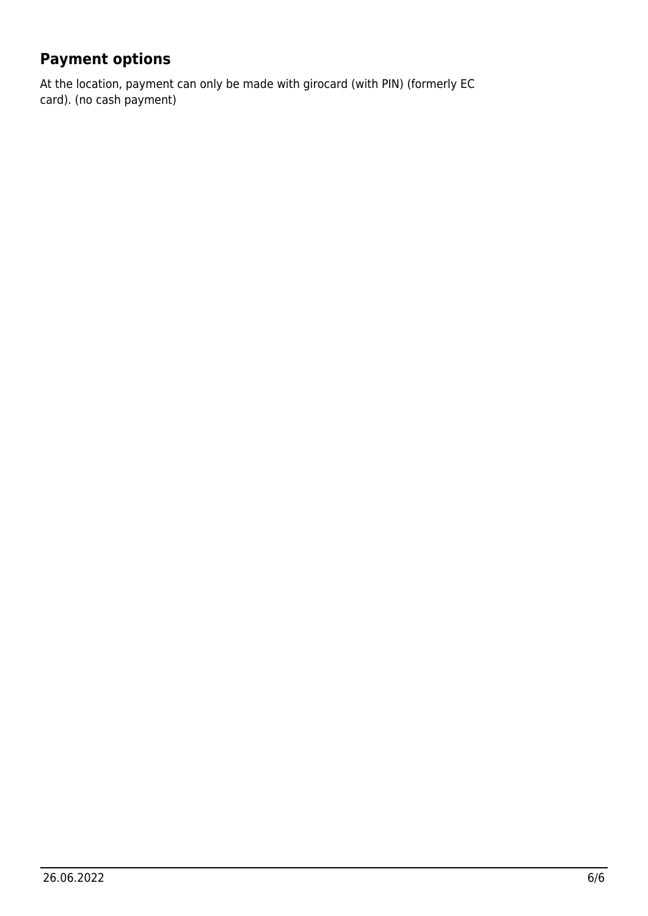## Payment options

At the location, payment can only be made with girocard (with PIN) (formerly EC card). (no cash payment)